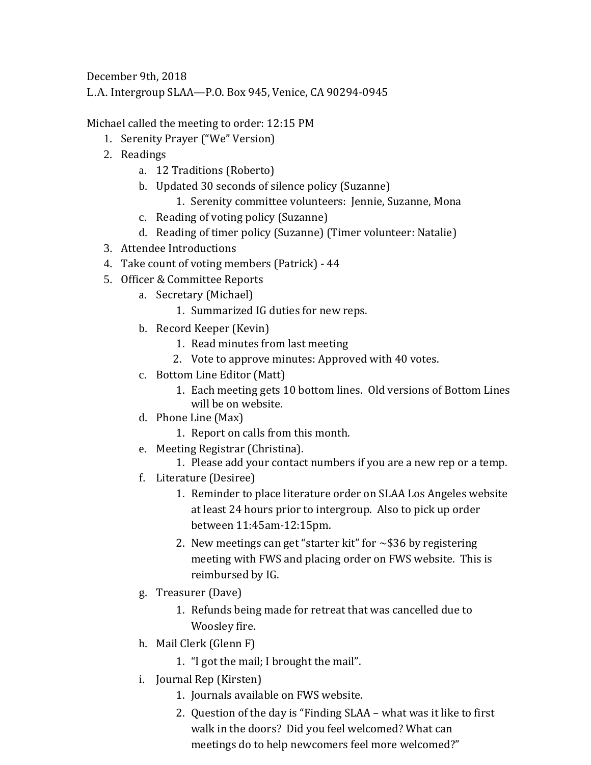December 9th, 2018
L.A. Intergroup SLAA—P.O. Box 945, Venice, CA 90294-0945

Michael called the meeting to order: 12:15 PM

1. Serenity Prayer ("We" Version)
2. Readings
    a. 12 Traditions (Roberto)
    b. Updated 30 seconds of silence policy (Suzanne)
        1. Serenity committee volunteers: Jennie, Suzanne, Mona
    c. Reading of voting policy (Suzanne)
    d. Reading of timer policy (Suzanne) (Timer volunteer: Natalie)
3. Attendee Introductions
4. Take count of voting members (Patrick) - 44
5. Officer & Committee Reports
    a. Secretary (Michael)
        1. Summarized IG duties for new reps.
    b. Record Keeper (Kevin)
        1. Read minutes from last meeting
        2. Vote to approve minutes: Approved with 40 votes.
    c. Bottom Line Editor (Matt)
        1. Each meeting gets 10 bottom lines. Old versions of Bottom Lines will be on website.
    d. Phone Line (Max)
        1. Report on calls from this month.
    e. Meeting Registrar (Christina).
        1. Please add your contact numbers if you are a new rep or a temp.
    f. Literature (Desiree)
        1. Reminder to place literature order on SLAA Los Angeles website at least 24 hours prior to intergroup. Also to pick up order between 11:45am-12:15pm.
        2. New meetings can get "starter kit" for ~$36 by registering meeting with FWS and placing order on FWS website. This is reimbursed by IG.
    g. Treasurer (Dave)
        1. Refunds being made for retreat that was cancelled due to Woosley fire.
    h. Mail Clerk (Glenn F)
        1. "I got the mail; I brought the mail".
    i. Journal Rep (Kirsten)
        1. Journals available on FWS website.
        2. Question of the day is "Finding SLAA – what was it like to first walk in the doors? Did you feel welcomed? What can meetings do to help newcomers feel more welcomed?"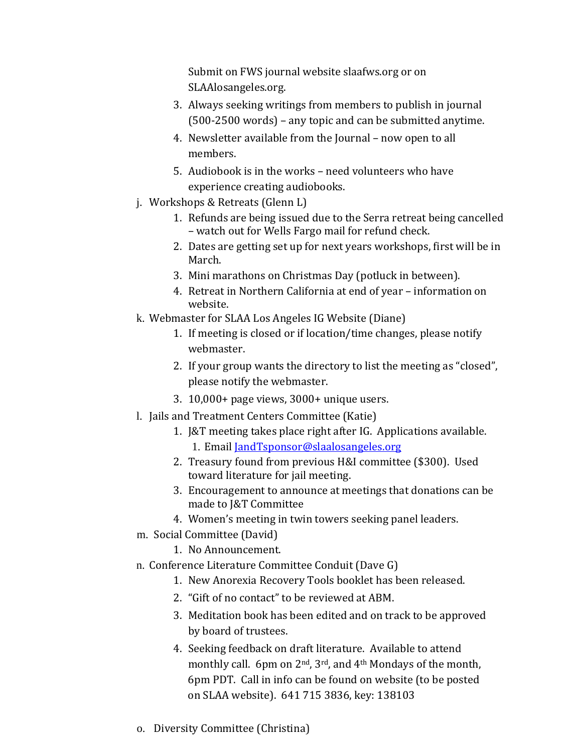Submit on FWS journal website slaafws.org or on SLAAlosangeles.org.

3. Always seeking writings from members to publish in journal (500-2500 words) – any topic and can be submitted anytime.
4. Newsletter available from the Journal – now open to all members.
5. Audiobook is in the works – need volunteers who have experience creating audiobooks.

j. Workshops & Retreats (Glenn L)
   1. Refunds are being issued due to the Serra retreat being cancelled – watch out for Wells Fargo mail for refund check.
   2. Dates are getting set up for next years workshops, first will be in March.
   3. Mini marathons on Christmas Day (potluck in between).
   4. Retreat in Northern California at end of year – information on website.

k. Webmaster for SLAA Los Angeles IG Website (Diane)
   1. If meeting is closed or if location/time changes, please notify webmaster.
   2. If your group wants the directory to list the meeting as "closed", please notify the webmaster.
   3. 10,000+ page views, 3000+ unique users.

l. Jails and Treatment Centers Committee (Katie)
   1. J&T meeting takes place right after IG. Applications available.
      1. Email [JandTsponsor@slaalosangeles.org](mailto:JandTsponsor@slaalosangeles.org)
   2. Treasury found from previous H&I committee ($300). Used toward literature for jail meeting.
   3. Encouragement to announce at meetings that donations can be made to J&T Committee
   4. Women's meeting in twin towers seeking panel leaders.

m. Social Committee (David)
   1. No Announcement.

n. Conference Literature Committee Conduit (Dave G)
   1. New Anorexia Recovery Tools booklet has been released.
   2. "Gift of no contact" to be reviewed at ABM.
   3. Meditation book has been edited and on track to be approved by board of trustees.
   4. Seeking feedback on draft literature. Available to attend monthly call. 6pm on 2nd, 3rd, and 4th Mondays of the month, 6pm PDT. Call in info can be found on website (to be posted on SLAA website). 641 715 3836, key: 138103

o. Diversity Committee (Christina)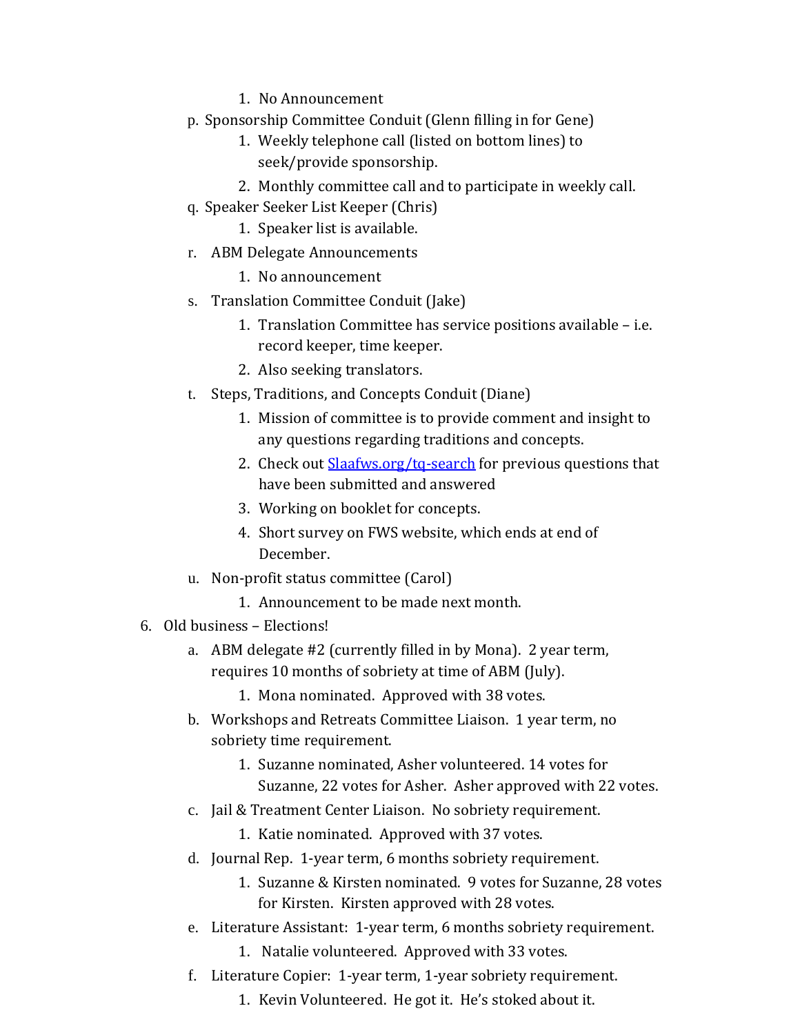1. No Announcement

p. Sponsorship Committee Conduit (Glenn filling in for Gene)
   1. Weekly telephone call (listed on bottom lines) to seek/provide sponsorship.
   2. Monthly committee call and to participate in weekly call.

q. Speaker Seeker List Keeper (Chris)
   1. Speaker list is available.

r. ABM Delegate Announcements
   1. No announcement

s. Translation Committee Conduit (Jake)
   1. Translation Committee has service positions available – i.e. record keeper, time keeper.
   2. Also seeking translators.

t. Steps, Traditions, and Concepts Conduit (Diane)
   1. Mission of committee is to provide comment and insight to any questions regarding traditions and concepts.
   2. Check out [Slaafws.org/tq-search](Slaafws.org/tq-search) for previous questions that have been submitted and answered
   3. Working on booklet for concepts.
   4. Short survey on FWS website, which ends at end of December.

u. Non-profit status committee (Carol)
   1. Announcement to be made next month.

6. Old business – Elections!

   a. ABM delegate #2 (currently filled in by Mona). 2 year term, requires 10 months of sobriety at time of ABM (July).
      1. Mona nominated. Approved with 38 votes.
   b. Workshops and Retreats Committee Liaison. 1 year term, no sobriety time requirement.
      1. Suzanne nominated, Asher volunteered. 14 votes for Suzanne, 22 votes for Asher. Asher approved with 22 votes.
   c. Jail & Treatment Center Liaison. No sobriety requirement.
      1. Katie nominated. Approved with 37 votes.
   d. Journal Rep. 1-year term, 6 months sobriety requirement.
      1. Suzanne & Kirsten nominated. 9 votes for Suzanne, 28 votes for Kirsten. Kirsten approved with 28 votes.
   e. Literature Assistant: 1-year term, 6 months sobriety requirement.
      1. Natalie volunteered. Approved with 33 votes.
   f. Literature Copier: 1-year term, 1-year sobriety requirement.
      1. Kevin Volunteered. He got it. He's stoked about it.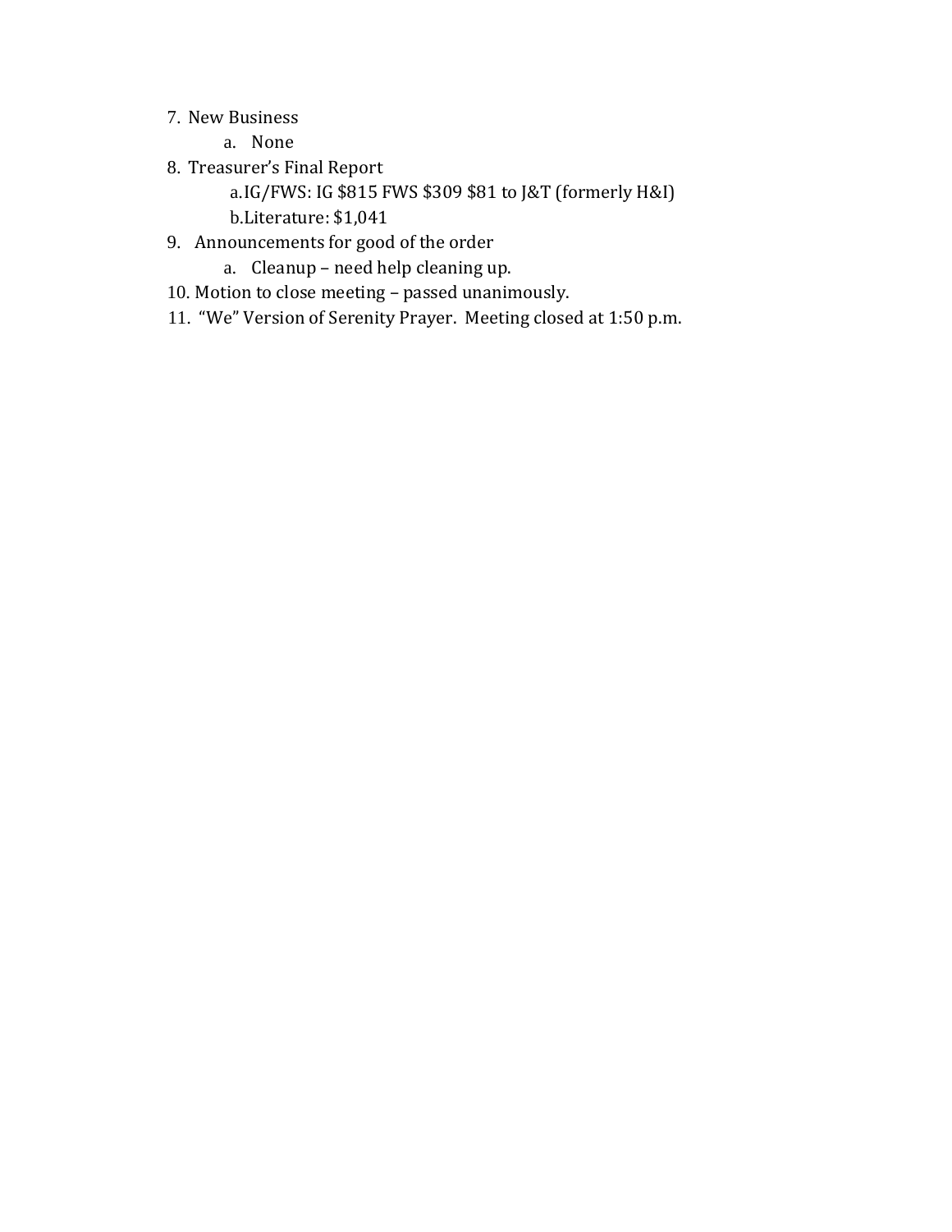7. New Business
   a. None
8. Treasurer's Final Report
   a. IG/FWS: IG $815 FWS $309 $81 to J&T (formerly H&I)
   b. Literature: $1,041
9. Announcements for good of the order
   a. Cleanup – need help cleaning up.
10. Motion to close meeting – passed unanimously.
11. "We" Version of Serenity Prayer. Meeting closed at 1:50 p.m.